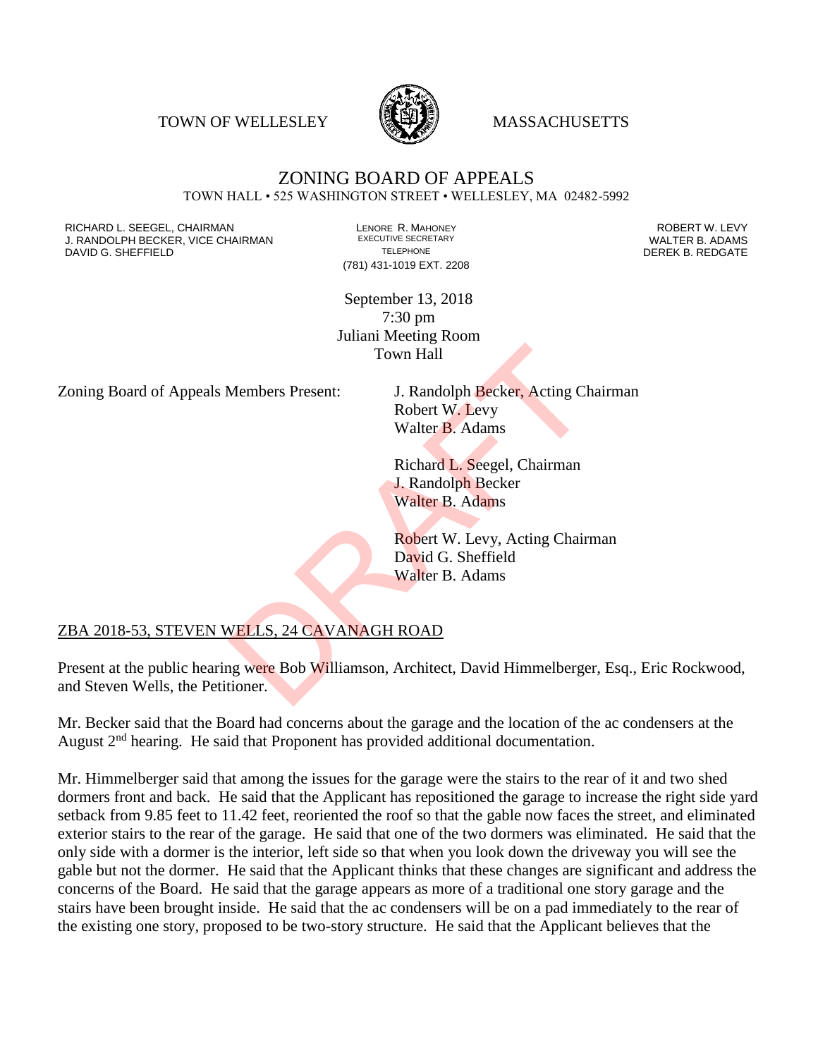TOWN OF WELLESLEY MASSACHUSETTS

# ZONING BOARD OF APPEALS

TOWN HALL • 525 WASHINGTON STREET • WELLESLEY, MA 02482-5992

RICHARD L. SEEGEL, CHAIRMAN
J. RANDOLPH BECKER, VICE CHAIRMAN
DAVID G. SHEFFIELD

LENORE R. MAHONEY
EXECUTIVE SECRETARY
TELEPHONE
(781) 431-1019 EXT. 2208

ROBERT W. LEVY
WALTER B. ADAMS
DEREK B. REDGATE

September 13, 2018
7:30 pm
Juliani Meeting Room
Town Hall

Zoning Board of Appeals Members Present:

J. Randolph Becker, Acting Chairman
Robert W. Levy
Walter B. Adams

Richard L. Seegel, Chairman
J. Randolph Becker
Walter B. Adams

Robert W. Levy, Acting Chairman
David G. Sheffield
Walter B. Adams

ZBA 2018-53, STEVEN WELLS, 24 CAVANAGH ROAD

Present at the public hearing were Bob Williamson, Architect, David Himmelberger, Esq., Eric Rockwood, and Steven Wells, the Petitioner.

Mr. Becker said that the Board had concerns about the garage and the location of the ac condensers at the August 2nd hearing. He said that Proponent has provided additional documentation.

Mr. Himmelberger said that among the issues for the garage were the stairs to the rear of it and two shed dormers front and back. He said that the Applicant has repositioned the garage to increase the right side yard setback from 9.85 feet to 11.42 feet, reoriented the roof so that the gable now faces the street, and eliminated exterior stairs to the rear of the garage. He said that one of the two dormers was eliminated. He said that the only side with a dormer is the interior, left side so that when you look down the driveway you will see the gable but not the dormer. He said that the Applicant thinks that these changes are significant and address the concerns of the Board. He said that the garage appears as more of a traditional one story garage and the stairs have been brought inside. He said that the ac condensers will be on a pad immediately to the rear of the existing one story, proposed to be two-story structure. He said that the Applicant believes that the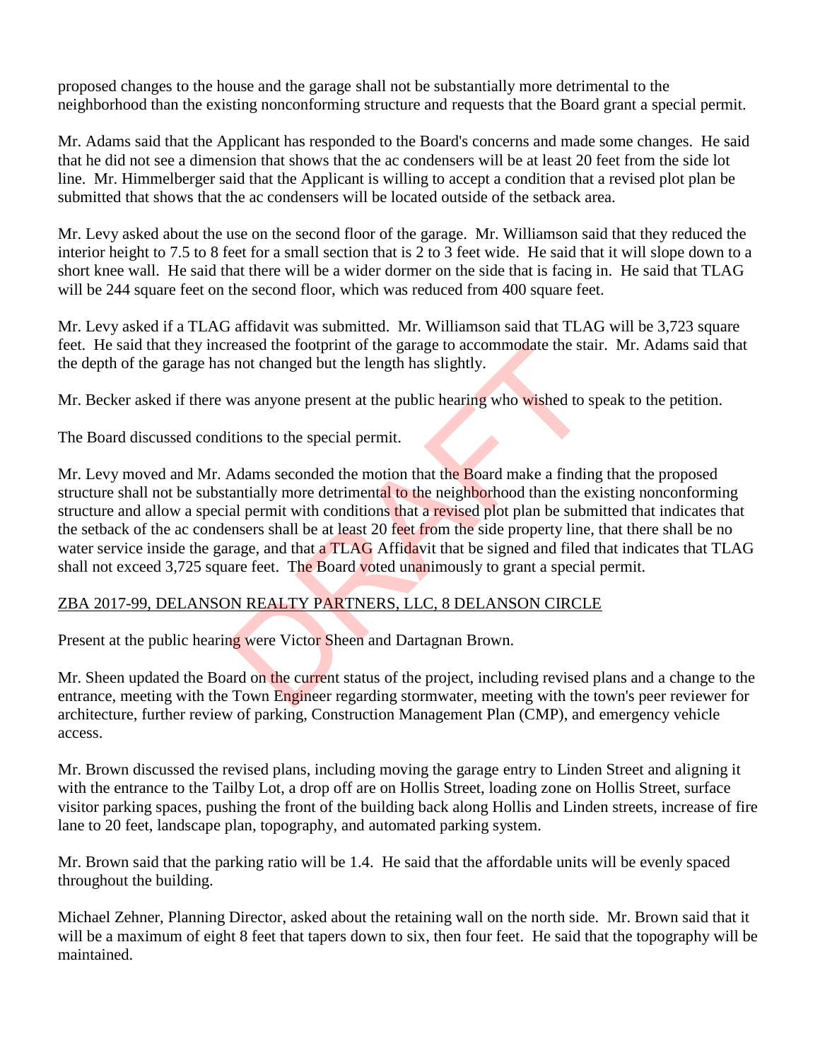proposed changes to the house and the garage shall not be substantially more detrimental to the neighborhood than the existing nonconforming structure and requests that the Board grant a special permit.

Mr. Adams said that the Applicant has responded to the Board's concerns and made some changes. He said that he did not see a dimension that shows that the ac condensers will be at least 20 feet from the side lot line. Mr. Himmelberger said that the Applicant is willing to accept a condition that a revised plot plan be submitted that shows that the ac condensers will be located outside of the setback area.

Mr. Levy asked about the use on the second floor of the garage. Mr. Williamson said that they reduced the interior height to 7.5 to 8 feet for a small section that is 2 to 3 feet wide. He said that it will slope down to a short knee wall. He said that there will be a wider dormer on the side that is facing in. He said that TLAG will be 244 square feet on the second floor, which was reduced from 400 square feet.

Mr. Levy asked if a TLAG affidavit was submitted. Mr. Williamson said that TLAG will be 3,723 square feet. He said that they increased the footprint of the garage to accommodate the stair. Mr. Adams said that the depth of the garage has not changed but the length has slightly.

Mr. Becker asked if there was anyone present at the public hearing who wished to speak to the petition.

The Board discussed conditions to the special permit.

Mr. Levy moved and Mr. Adams seconded the motion that the Board make a finding that the proposed structure shall not be substantially more detrimental to the neighborhood than the existing nonconforming structure and allow a special permit with conditions that a revised plot plan be submitted that indicates that the setback of the ac condensers shall be at least 20 feet from the side property line, that there shall be no water service inside the garage, and that a TLAG Affidavit that be signed and filed that indicates that TLAG shall not exceed 3,725 square feet. The Board voted unanimously to grant a special permit.

ZBA 2017-99, DELANSON REALTY PARTNERS, LLC, 8 DELANSON CIRCLE

Present at the public hearing were Victor Sheen and Dartagnan Brown.

Mr. Sheen updated the Board on the current status of the project, including revised plans and a change to the entrance, meeting with the Town Engineer regarding stormwater, meeting with the town's peer reviewer for architecture, further review of parking, Construction Management Plan (CMP), and emergency vehicle access.

Mr. Brown discussed the revised plans, including moving the garage entry to Linden Street and aligning it with the entrance to the Tailby Lot, a drop off are on Hollis Street, loading zone on Hollis Street, surface visitor parking spaces, pushing the front of the building back along Hollis and Linden streets, increase of fire lane to 20 feet, landscape plan, topography, and automated parking system.

Mr. Brown said that the parking ratio will be 1.4. He said that the affordable units will be evenly spaced throughout the building.

Michael Zehner, Planning Director, asked about the retaining wall on the north side. Mr. Brown said that it will be a maximum of eight 8 feet that tapers down to six, then four feet. He said that the topography will be maintained.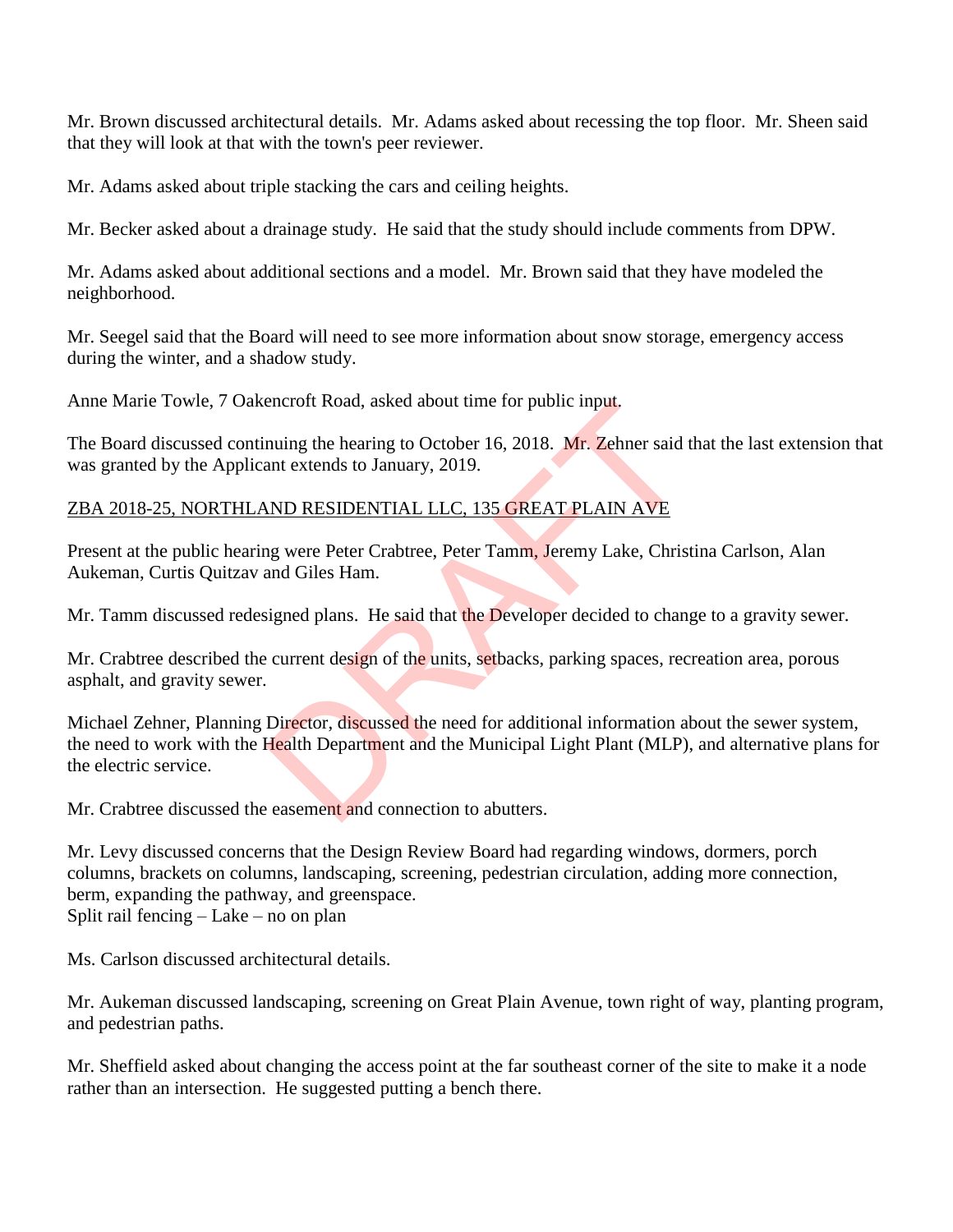Mr. Brown discussed architectural details. Mr. Adams asked about recessing the top floor. Mr. Sheen said that they will look at that with the town's peer reviewer.

Mr. Adams asked about triple stacking the cars and ceiling heights.

Mr. Becker asked about a drainage study. He said that the study should include comments from DPW.

Mr. Adams asked about additional sections and a model. Mr. Brown said that they have modeled the neighborhood.

Mr. Seegel said that the Board will need to see more information about snow storage, emergency access during the winter, and a shadow study.

Anne Marie Towle, 7 Oakencroft Road, asked about time for public input.

The Board discussed continuing the hearing to October 16, 2018. Mr. Zehner said that the last extension that was granted by the Applicant extends to January, 2019.

<u>ZBA 2018-25, NORTHLAND RESIDENTIAL LLC, 135 GREAT PLAIN AVE</u>

Present at the public hearing were Peter Crabtree, Peter Tamm, Jeremy Lake, Christina Carlson, Alan Aukeman, Curtis Quitzav and Giles Ham.

Mr. Tamm discussed redesigned plans. He said that the Developer decided to change to a gravity sewer.

Mr. Crabtree described the current design of the units, setbacks, parking spaces, recreation area, porous asphalt, and gravity sewer.

Michael Zehner, Planning Director, discussed the need for additional information about the sewer system, the need to work with the Health Department and the Municipal Light Plant (MLP), and alternative plans for the electric service.

Mr. Crabtree discussed the easement and connection to abutters.

Mr. Levy discussed concerns that the Design Review Board had regarding windows, dormers, porch columns, brackets on columns, landscaping, screening, pedestrian circulation, adding more connection, berm, expanding the pathway, and greenspace.
Split rail fencing – Lake – no on plan

Ms. Carlson discussed architectural details.

Mr. Aukeman discussed landscaping, screening on Great Plain Avenue, town right of way, planting program, and pedestrian paths.

Mr. Sheffield asked about changing the access point at the far southeast corner of the site to make it a node rather than an intersection. He suggested putting a bench there.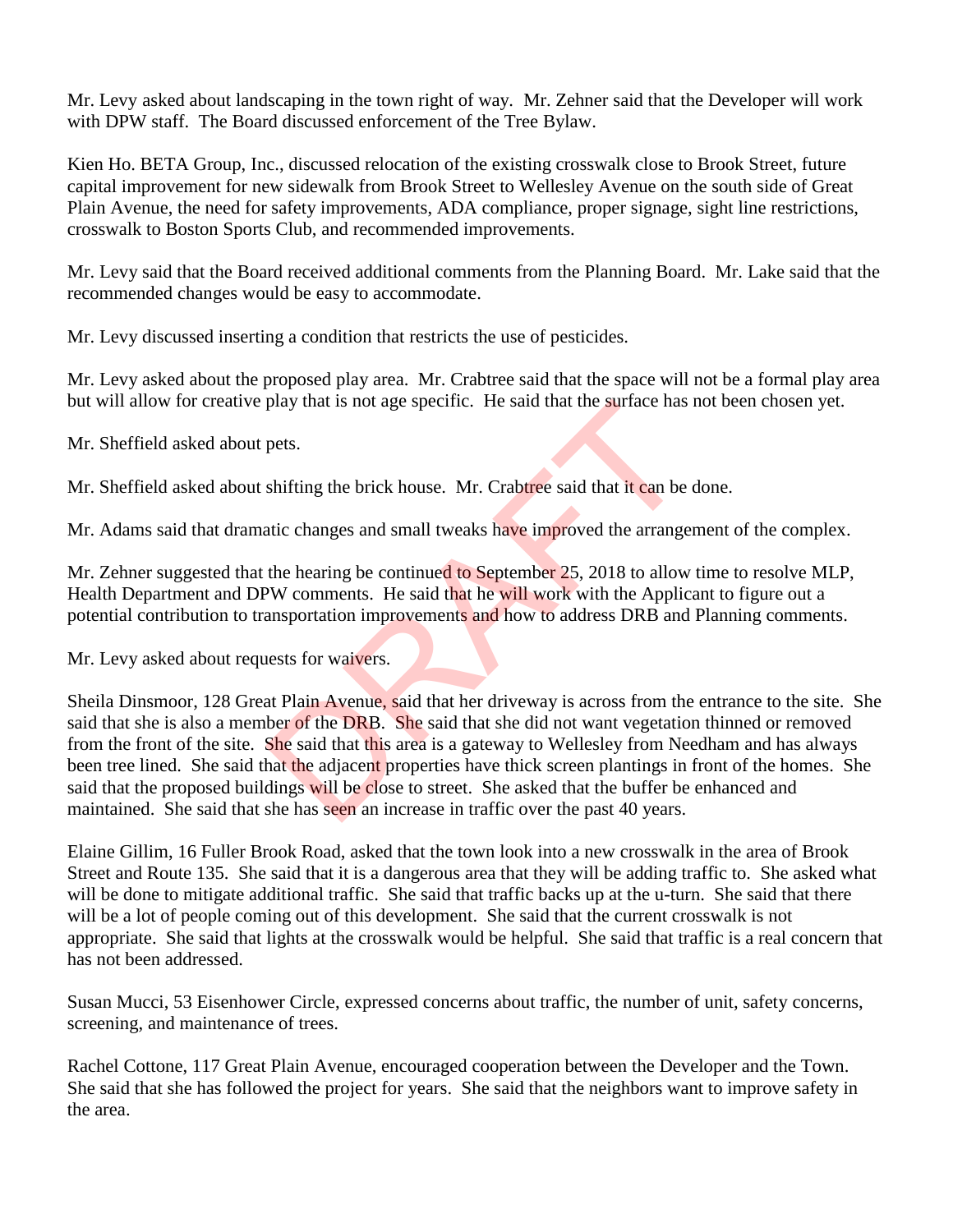Mr. Levy asked about landscaping in the town right of way. Mr. Zehner said that the Developer will work with DPW staff. The Board discussed enforcement of the Tree Bylaw.

Kien Ho. BETA Group, Inc., discussed relocation of the existing crosswalk close to Brook Street, future capital improvement for new sidewalk from Brook Street to Wellesley Avenue on the south side of Great Plain Avenue, the need for safety improvements, ADA compliance, proper signage, sight line restrictions, crosswalk to Boston Sports Club, and recommended improvements.

Mr. Levy said that the Board received additional comments from the Planning Board. Mr. Lake said that the recommended changes would be easy to accommodate.

Mr. Levy discussed inserting a condition that restricts the use of pesticides.

Mr. Levy asked about the proposed play area. Mr. Crabtree said that the space will not be a formal play area but will allow for creative play that is not age specific. He said that the surface has not been chosen yet.

Mr. Sheffield asked about pets.

Mr. Sheffield asked about shifting the brick house. Mr. Crabtree said that it can be done.

Mr. Adams said that dramatic changes and small tweaks have improved the arrangement of the complex.

Mr. Zehner suggested that the hearing be continued to September 25, 2018 to allow time to resolve MLP, Health Department and DPW comments. He said that he will work with the Applicant to figure out a potential contribution to transportation improvements and how to address DRB and Planning comments.

Mr. Levy asked about requests for waivers.

Sheila Dinsmoor, 128 Great Plain Avenue, said that her driveway is across from the entrance to the site. She said that she is also a member of the DRB. She said that she did not want vegetation thinned or removed from the front of the site. She said that this area is a gateway to Wellesley from Needham and has always been tree lined. She said that the adjacent properties have thick screen plantings in front of the homes. She said that the proposed buildings will be close to street. She asked that the buffer be enhanced and maintained. She said that she has seen an increase in traffic over the past 40 years.

Elaine Gillim, 16 Fuller Brook Road, asked that the town look into a new crosswalk in the area of Brook Street and Route 135. She said that it is a dangerous area that they will be adding traffic to. She asked what will be done to mitigate additional traffic. She said that traffic backs up at the u-turn. She said that there will be a lot of people coming out of this development. She said that the current crosswalk is not appropriate. She said that lights at the crosswalk would be helpful. She said that traffic is a real concern that has not been addressed.

Susan Mucci, 53 Eisenhower Circle, expressed concerns about traffic, the number of unit, safety concerns, screening, and maintenance of trees.

Rachel Cottone, 117 Great Plain Avenue, encouraged cooperation between the Developer and the Town. She said that she has followed the project for years. She said that the neighbors want to improve safety in the area.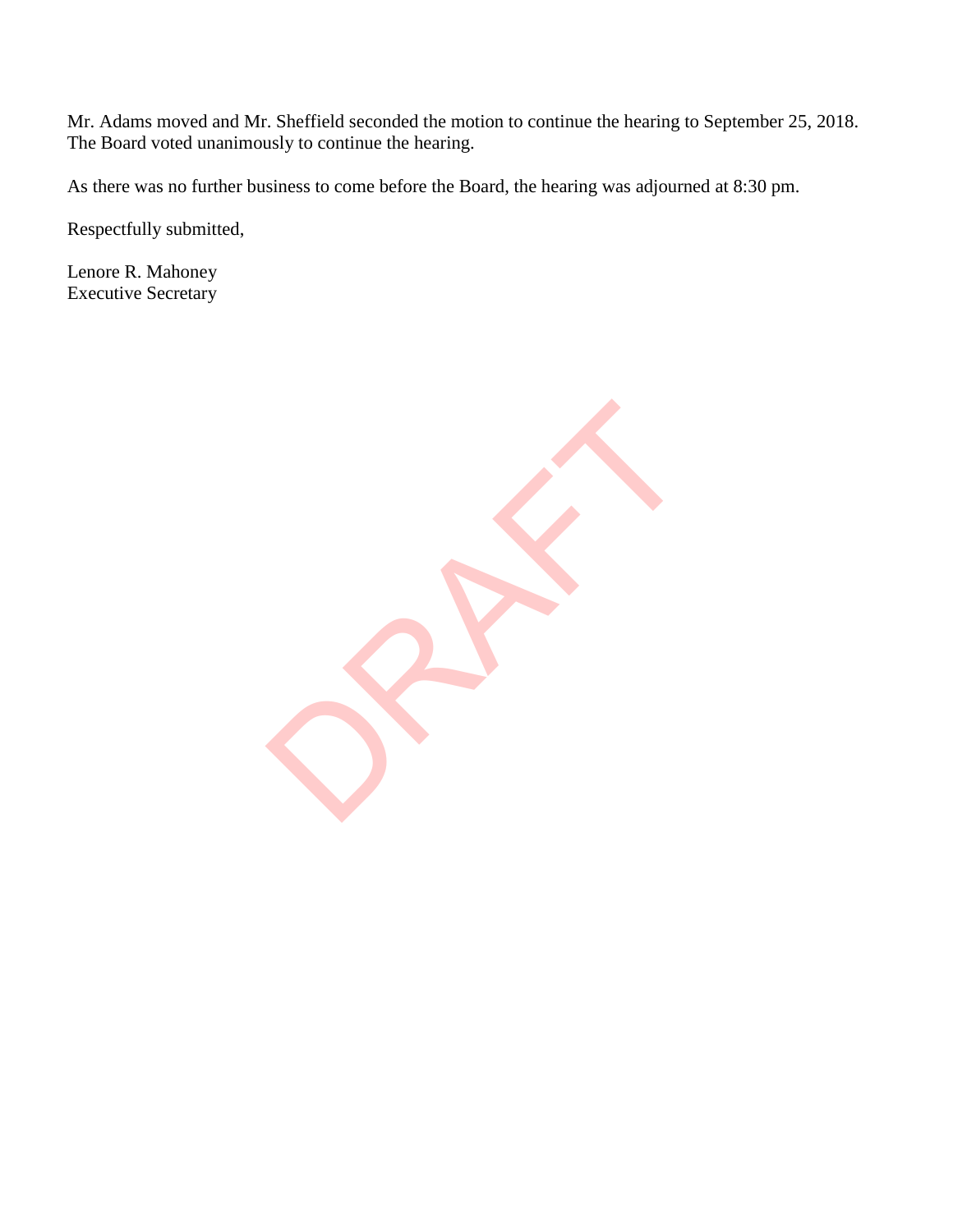Mr. Adams moved and Mr. Sheffield seconded the motion to continue the hearing to September 25, 2018. The Board voted unanimously to continue the hearing.

As there was no further business to come before the Board, the hearing was adjourned at 8:30 pm.

Respectfully submitted,

Lenore R. Mahoney
Executive Secretary

DRAFT